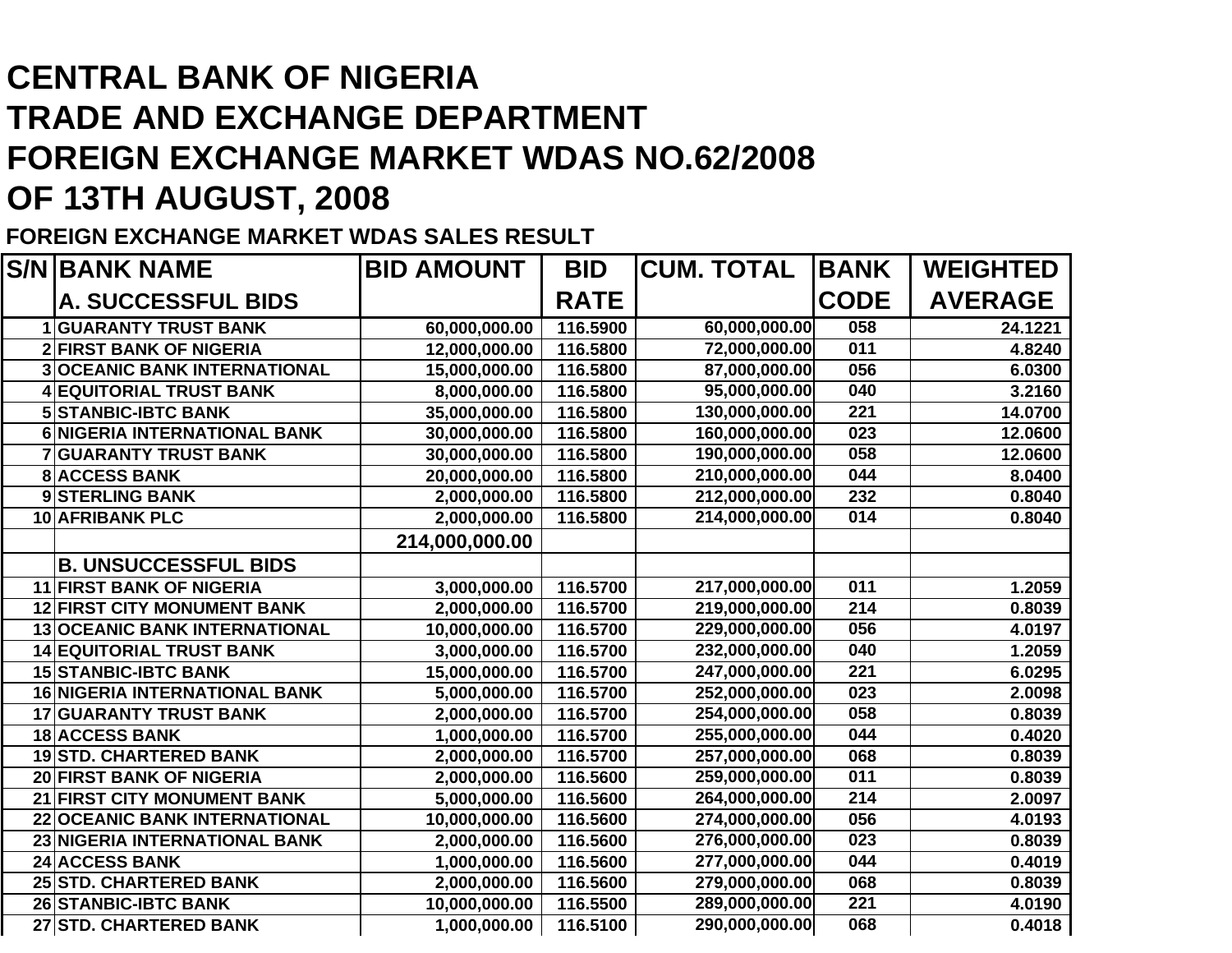# CENTRAL BANK OF NIGERIA
# TRADE AND EXCHANGE DEPARTMENT
# FOREIGN EXCHANGE MARKET WDAS NO.62/2008
# OF 13TH AUGUST, 2008

**FOREIGN EXCHANGE MARKET WDAS SALES RESULT**

| S/N | BANK NAME | BID AMOUNT | BID RATE | CUM. TOTAL | BANK CODE | WEIGHTED AVERAGE |
|---|---|---|---|---|---|---|
| | **A. SUCCESSFUL BIDS** | | | | | |
| 1 | GUARANTY TRUST BANK | 60,000,000.00 | 116.5900 | 60,000,000.00 | 058 | 24.1221 |
| 2 | FIRST BANK OF NIGERIA | 12,000,000.00 | 116.5800 | 72,000,000.00 | 011 | 4.8240 |
| 3 | OCEANIC BANK INTERNATIONAL | 15,000,000.00 | 116.5800 | 87,000,000.00 | 056 | 6.0300 |
| 4 | EQUITORIAL TRUST BANK | 8,000,000.00 | 116.5800 | 95,000,000.00 | 040 | 3.2160 |
| 5 | STANBIC-IBTC BANK | 35,000,000.00 | 116.5800 | 130,000,000.00 | 221 | 14.0700 |
| 6 | NIGERIA INTERNATIONAL BANK | 30,000,000.00 | 116.5800 | 160,000,000.00 | 023 | 12.0600 |
| 7 | GUARANTY TRUST BANK | 30,000,000.00 | 116.5800 | 190,000,000.00 | 058 | 12.0600 |
| 8 | ACCESS BANK | 20,000,000.00 | 116.5800 | 210,000,000.00 | 044 | 8.0400 |
| 9 | STERLING BANK | 2,000,000.00 | 116.5800 | 212,000,000.00 | 232 | 0.8040 |
| 10 | AFRIBANK PLC | 2,000,000.00 | 116.5800 | 214,000,000.00 | 014 | 0.8040 |
| | | 214,000,000.00 | | | | |
| | **B. UNSUCCESSFUL BIDS** | | | | | |
| 11 | FIRST BANK OF NIGERIA | 3,000,000.00 | 116.5700 | 217,000,000.00 | 011 | 1.2059 |
| 12 | FIRST CITY MONUMENT BANK | 2,000,000.00 | 116.5700 | 219,000,000.00 | 214 | 0.8039 |
| 13 | OCEANIC BANK INTERNATIONAL | 10,000,000.00 | 116.5700 | 229,000,000.00 | 056 | 4.0197 |
| 14 | EQUITORIAL TRUST BANK | 3,000,000.00 | 116.5700 | 232,000,000.00 | 040 | 1.2059 |
| 15 | STANBIC-IBTC BANK | 15,000,000.00 | 116.5700 | 247,000,000.00 | 221 | 6.0295 |
| 16 | NIGERIA INTERNATIONAL BANK | 5,000,000.00 | 116.5700 | 252,000,000.00 | 023 | 2.0098 |
| 17 | GUARANTY TRUST BANK | 2,000,000.00 | 116.5700 | 254,000,000.00 | 058 | 0.8039 |
| 18 | ACCESS BANK | 1,000,000.00 | 116.5700 | 255,000,000.00 | 044 | 0.4020 |
| 19 | STD. CHARTERED BANK | 2,000,000.00 | 116.5700 | 257,000,000.00 | 068 | 0.8039 |
| 20 | FIRST BANK OF NIGERIA | 2,000,000.00 | 116.5600 | 259,000,000.00 | 011 | 0.8039 |
| 21 | FIRST CITY MONUMENT BANK | 5,000,000.00 | 116.5600 | 264,000,000.00 | 214 | 2.0097 |
| 22 | OCEANIC BANK INTERNATIONAL | 10,000,000.00 | 116.5600 | 274,000,000.00 | 056 | 4.0193 |
| 23 | NIGERIA INTERNATIONAL BANK | 2,000,000.00 | 116.5600 | 276,000,000.00 | 023 | 0.8039 |
| 24 | ACCESS BANK | 1,000,000.00 | 116.5600 | 277,000,000.00 | 044 | 0.4019 |
| 25 | STD. CHARTERED BANK | 2,000,000.00 | 116.5600 | 279,000,000.00 | 068 | 0.8039 |
| 26 | STANBIC-IBTC BANK | 10,000,000.00 | 116.5500 | 289,000,000.00 | 221 | 4.0190 |
| 27 | STD. CHARTERED BANK | 1,000,000.00 | 116.5100 | 290,000,000.00 | 068 | 0.4018 |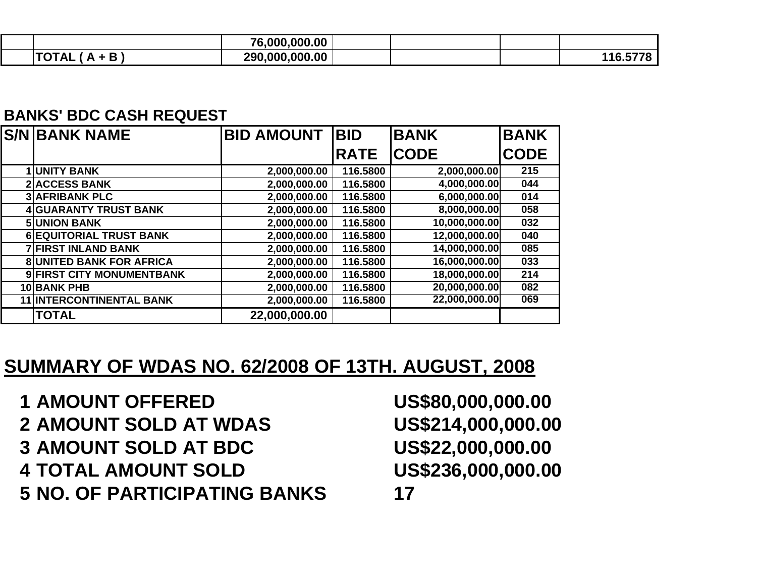| | | | | | | |
|---|---|---|---|---|---|---|
| | | 76,000,000.00 | | | | |
| | TOTAL ( A + B ) | 290,000,000.00 | | | | 116.5778 |

**BANKS' BDC CASH REQUEST**

| S/N | BANK NAME | BID AMOUNT | BID RATE | BANK CODE | BANK CODE |
|---|---|---|---|---|---|
| 1 | UNITY BANK | 2,000,000.00 | 116.5800 | 2,000,000.00 | 215 |
| 2 | ACCESS BANK | 2,000,000.00 | 116.5800 | 4,000,000.00 | 044 |
| 3 | AFRIBANK PLC | 2,000,000.00 | 116.5800 | 6,000,000.00 | 014 |
| 4 | GUARANTY TRUST BANK | 2,000,000.00 | 116.5800 | 8,000,000.00 | 058 |
| 5 | UNION BANK | 2,000,000.00 | 116.5800 | 10,000,000.00 | 032 |
| 6 | EQUITORIAL TRUST BANK | 2,000,000.00 | 116.5800 | 12,000,000.00 | 040 |
| 7 | FIRST INLAND BANK | 2,000,000.00 | 116.5800 | 14,000,000.00 | 085 |
| 8 | UNITED BANK FOR AFRICA | 2,000,000.00 | 116.5800 | 16,000,000.00 | 033 |
| 9 | FIRST CITY MONUMENTBANK | 2,000,000.00 | 116.5800 | 18,000,000.00 | 214 |
| 10 | BANK PHB | 2,000,000.00 | 116.5800 | 20,000,000.00 | 082 |
| 11 | INTERCONTINENTAL BANK | 2,000,000.00 | 116.5800 | 22,000,000.00 | 069 |
| | TOTAL | 22,000,000.00 | | | |

## SUMMARY OF WDAS NO. 62/2008 OF 13TH. AUGUST, 2008

| | | |
|---|---|---|
| 1 | AMOUNT OFFERED | US$80,000,000.00 |
| 2 | AMOUNT SOLD AT WDAS | US$214,000,000.00 |
| 3 | AMOUNT SOLD AT BDC | US$22,000,000.00 |
| 4 | TOTAL AMOUNT SOLD | US$236,000,000.00 |
| 5 | NO. OF PARTICIPATING BANKS | 17 |